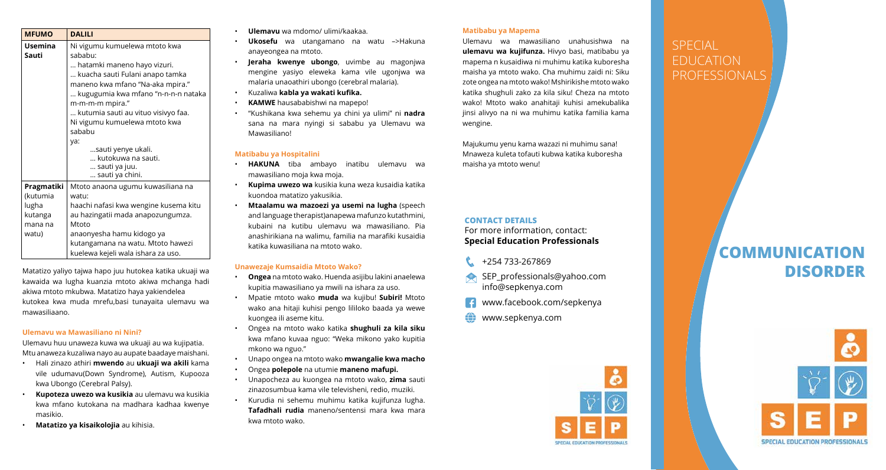| MFUMO | DALILI |
|---|---|
| **Usemina Sauti** | Ni vigumu kumuelewa mtoto kwa sababu:<br>… hatamki maneno hayo vizuri.<br>… kuacha sauti Fulani anapo tamka maneno kwa mfano "Na-aka mpira."<br>… kugugumia kwa mfano "n-n-n-n nataka m-m-m-m mpira."<br>… kutumia sauti au vituo visivyo faa.<br>Ni vigumu kumuelewa mtoto kwa sababu ya:<br>…sauti yenye ukali.<br>… kutokuwa na sauti.<br>… sauti ya juu.<br>… sauti ya chini. |
| **Pragmatiki** (kutumia lugha kutanga mana na watu) | Mtoto anaona ugumu kuwasiliana na watu:<br>haachi nafasi kwa wengine kusema kitu au hazingatii mada anapozungumza.<br>Mtoto anaonyesha hamu kidogo ya kutangamana na watu. Mtoto hawezi kuelewa kejeli wala ishara za uso. |

Matatizo yaliyo tajwa hapo juu hutokea katika ukuaji wa kawaida wa lugha kuanzia mtoto akiwa mchanga hadi akiwa mtoto mkubwa. Matatizo haya yakiendelea kutokea kwa muda mrefu,basi tunayaita ulemavu wa mawasiliaano.

### Ulemavu wa Mawasiliano ni Nini?

Ulemavu huu unaweza kuwa wa ukuaji au wa kujipatia. Mtu anaweza kuzaliwa nayo au aupate baadaye maishani.

- Hali zinazo athiri **mwendo** au **ukuaji wa akili** kama vile udumavu(Down Syndrome), Autism, Kupooza kwa Ubongo (Cerebral Palsy).
- **Kupoteza uwezo wa kusikia** au ulemavu wa kusikia kwa mfano kutokana na madhara kadhaa kwenye masikio.
- **Matatizo ya kisaikolojia** au kihisia.
- **Ulemavu** wa mdomo/ ulimi/kaakaa.
- **Ukosefu** wa utangamano na watu –>Hakuna anayeongea na mtoto.
- **Jeraha kwenye ubongo**, uvimbe au magonjwa mengine yasiyo eleweka kama vile ugonjwa wa malaria unaoathiri ubongo (cerebral malaria).
- Kuzaliwa **kabla ya wakati kufika.**
- **KAMWE** hausababishwi na mapepo!
- "Kushikana kwa sehemu ya chini ya ulimi" ni **nadra** sana na mara nyingi si sababu ya Ulemavu wa Mawasiliano!

### Matibabu ya Hospitalini

- **HAKUNA** tiba ambayo inatibu ulemavu wa mawasiliano moja kwa moja.
- **Kupima uwezo wa** kusikia kuna weza kusaidia katika kuondoa matatizo yakusikia.
- **Mtaalamu wa mazoezi ya usemi na lugha** (speech and language therapist)anapewa mafunzo kutathmini, kubaini na kutibu ulemavu wa mawasiliano. Pia anashirikiana na walimu, familia na marafiki kusaidia katika kuwasiliana na mtoto wako.

### Unawezaje Kumsaidia Mtoto Wako?

- **Ongea** na mtoto wako. Huenda asijibu lakini anaelewa kupitia mawasiliano ya mwili na ishara za uso.
- Mpatie mtoto wako **muda** wa kujibu! **Subiri!** Mtoto wako ana hitaji kuhisi pengo lililoko baada ya wewe kuongea ili aseme kitu.
- Ongea na mtoto wako katika **shughuli za kila siku** kwa mfano kuvaa nguo: "Weka mikono yako kupitia mkono wa nguo."
- Unapo ongea na mtoto wako **mwangalie kwa macho**
- Ongea **polepole** na utumie **maneno mafupi.**
- Unapocheza au kuongea na mtoto wako, **zima** sauti zinazosumbua kama vile televisheni, redio, muziki.
- Kurudia ni sehemu muhimu katika kujifunza lugha. **Tafadhali rudia** maneno/sentensi mara kwa mara kwa mtoto wako.

### Matibabu ya Mapema

Ulemavu wa mawasiliano unahusishwa na **ulemavu wa kujifunza.** Hivyo basi, matibabu ya mapema n kusaidiwa ni muhimu katika kuboresha maisha ya mtoto wako. Cha muhimu zaidi ni: Siku zote ongea na mtoto wako! Mshirikishe mtoto wako katika shughuli zako za kila siku! Cheza na mtoto wako! Mtoto wako anahitaji kuhisi amekubalika jinsi alivyo na ni wa muhimu katika familia kama wengine.

Majukumu yenu kama wazazi ni muhimu sana! Mnaweza kuleta tofauti kubwa katika kuboresha maisha ya mtoto wenu!

### CONTACT DETAILS

For more information, contact:
**Special Education Professionals**

- +254 733-267869
- SEP_professionals@yahoo.com
  info@sepkenya.com
- www.facebook.com/sepkenya
- www.sepkenya.com

SEP
SPECIAL EDUCATION PROFESSIONALS

SPECIAL EDUCATION PROFESSIONALS

# COMMUNICATION DISORDER

SEP
SPECIAL EDUCATION PROFESSIONALS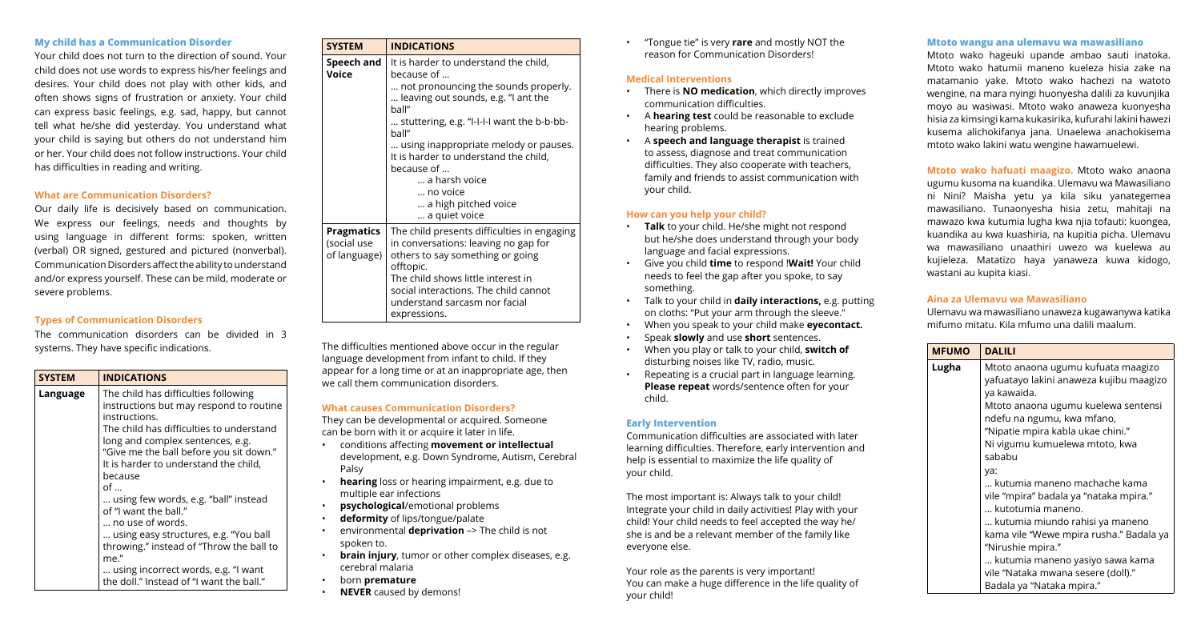## My child has a Communication Disorder

Your child does not turn to the direction of sound. Your child does not use words to express his/her feelings and desires. Your child does not play with other kids, and often shows signs of frustration or anxiety. Your child can express basic feelings, e.g. sad, happy, but cannot tell what he/she did yesterday. You understand what your child is saying but others do not understand him or her. Your child does not follow instructions. Your child has difficulties in reading and writing.

### What are Communication Disorders?

Our daily life is decisively based on communication. We express our feelings, needs and thoughts by using language in different forms: spoken, written (verbal) OR signed, gestured and pictured (nonverbal). Communication Disorders affect the ability to understand and/or express yourself. These can be mild, moderate or severe problems.

### Types of Communication Disorders

The communication disorders can be divided in 3 systems. They have specific indications.

| SYSTEM | INDICATIONS |
| --- | --- |
| **Language** | The child has difficulties following instructions but may respond to routine instructions.<br>The child has difficulties to understand long and complex sentences, e.g. "Give me the ball before you sit down."<br>It is harder to understand the child, because of ...<br>... using few words, e.g. "ball" instead of "I want the ball."<br>... no use of words.<br>... using easy structures, e.g. "You ball throwing." instead of "Throw the ball to me."<br>... using incorrect words, e.g. "I want the doll." Instead of "I want the ball." |
| **Speech and Voice** | It is harder to understand the child, because of ...<br>... not pronouncing the sounds properly.<br>... leaving out sounds, e.g. "I ant the ball"<br>... stuttering, e.g. "I-I-I-I want the b-b-bb-ball"<br>... using inappropriate melody or pauses.<br>It is harder to understand the child, because of ...<br>... a harsh voice<br>... no voice<br>... a high pitched voice<br>... a quiet voice |
| **Pragmatics** (social use of language) | The child presents difficulties in engaging in conversations: leaving no gap for others to say something or going offtopic.<br>The child shows little interest in social interactions. The child cannot understand sarcasm nor facial expressions. |

The difficulties mentioned above occur in the regular language development from infant to child. If they appear for a long time or at an inappropriate age, then we call them communication disorders.

### What causes Communication Disorders?

They can be developmental or acquired. Someone can be born with it or acquire it later in life.

- conditions affecting **movement or intellectual** development, e.g. Down Syndrome, Autism, Cerebral Palsy
- **hearing** loss or hearing impairment, e.g. due to multiple ear infections
- **psychological**/emotional problems
- **deformity** of lips/tongue/palate
- environmental **deprivation** –> The child is not spoken to.
- **brain injury**, tumor or other complex diseases, e.g. cerebral malaria
- born **premature**
- **NEVER** caused by demons!
- "Tongue tie" is very **rare** and mostly NOT the reason for Communication Disorders!

### Medical Interventions

- There is **NO medication**, which directly improves communication difficulties.
- A **hearing test** could be reasonable to exclude hearing problems.
- A **speech and language therapist** is trained to assess, diagnose and treat communication difficulties. They also cooperate with teachers, family and friends to assist communication with your child.

### How can you help your child?

- **Talk** to your child. He/she might not respond but he/she does understand through your body language and facial expressions.
- Give you child **time** to respond !**Wait!** Your child needs to feel the gap after you spoke, to say something.
- Talk to your child in **daily interactions,** e.g. putting on cloths: "Put your arm through the sleeve."
- When you speak to your child make **eyecontact.**
- Speak **slowly** and use **short** sentences.
- When you play or talk to your child, **switch of** disturbing noises like TV, radio, music.
- Repeating is a crucial part in language learning. **Please repeat** words/sentence often for your child.

### Early Intervention

Communication difficulties are associated with later learning difficulties. Therefore, early intervention and help is essential to maximize the life quality of your child.

The most important is: Always talk to your child! Integrate your child in daily activities! Play with your child! Your child needs to feel accepted the way he/she is and be a relevant member of the family like everyone else.

Your role as the parents is very important! You can make a huge difference in the life quality of your child!

## Mtoto wangu ana ulemavu wa mawasiliano

Mtoto wako hageuki upande ambao sauti inatoka. Mtoto wako hatumii maneno kueleza hisia zake na matamanio yake. Mtoto wako hachezi na watoto wengine, na mara nyingi huonyesha dalili za kuvunjika moyo au wasiwasi. Mtoto wako anaweza kuonyesha hisia za kimsingi kama kukasirika, kufurahi lakini hawezi kusema alichokifanya jana. Unaelewa anachokisema mtoto wako lakini watu wengine hawamuelewi.

**Mtoto wako hafuati maagizo.** Mtoto wako anaona ugumu kusoma na kuandika. Ulemavu wa Mawasiliano ni Nini? Maisha yetu ya kila siku yanategemea mawasiliano. Tunaonyesha hisia zetu, mahitaji na mawazo kwa kutumia lugha kwa njia tofauti: kuongea, kuandika au kwa kuashiria, na kupitia picha. Ulemavu wa mawasiliano unaathiri uwezo wa kuelewa au kujieleza. Matatizo haya yanaweza kuwa kidogo, wastani au kupita kiasi.

### Aina za Ulemavu wa Mawasiliano

Ulemavu wa mawasiliano unaweza kugawanywa katika mifumo mitatu. Kila mfumo una dalili maalum.

| MFUMO | DALILI |
| --- | --- |
| **Lugha** | Mtoto anaona ugumu kufuata maagizo yafuatayo lakini anaweza kujibu maagizo ya kawaida.<br>Mtoto anaona ugumu kuelewa sentensi ndefu na ngumu, kwa mfano, "Nipatie mpira kabla ukae chini."<br>Ni vigumu kumuelewa mtoto, kwa sababu ya:<br>... kutumia maneno machache kama vile "mpira" badala ya "nataka mpira."<br>... kutotumia maneno.<br>... kutumia miundo rahisi ya maneno kama vile "Wewe mpira rusha." Badala ya "Nirushie mpira."<br>... kutumia maneno yasiyo sawa kama vile "Nataka mwana sesere (doll)." Badala ya "Nataka mpira." |